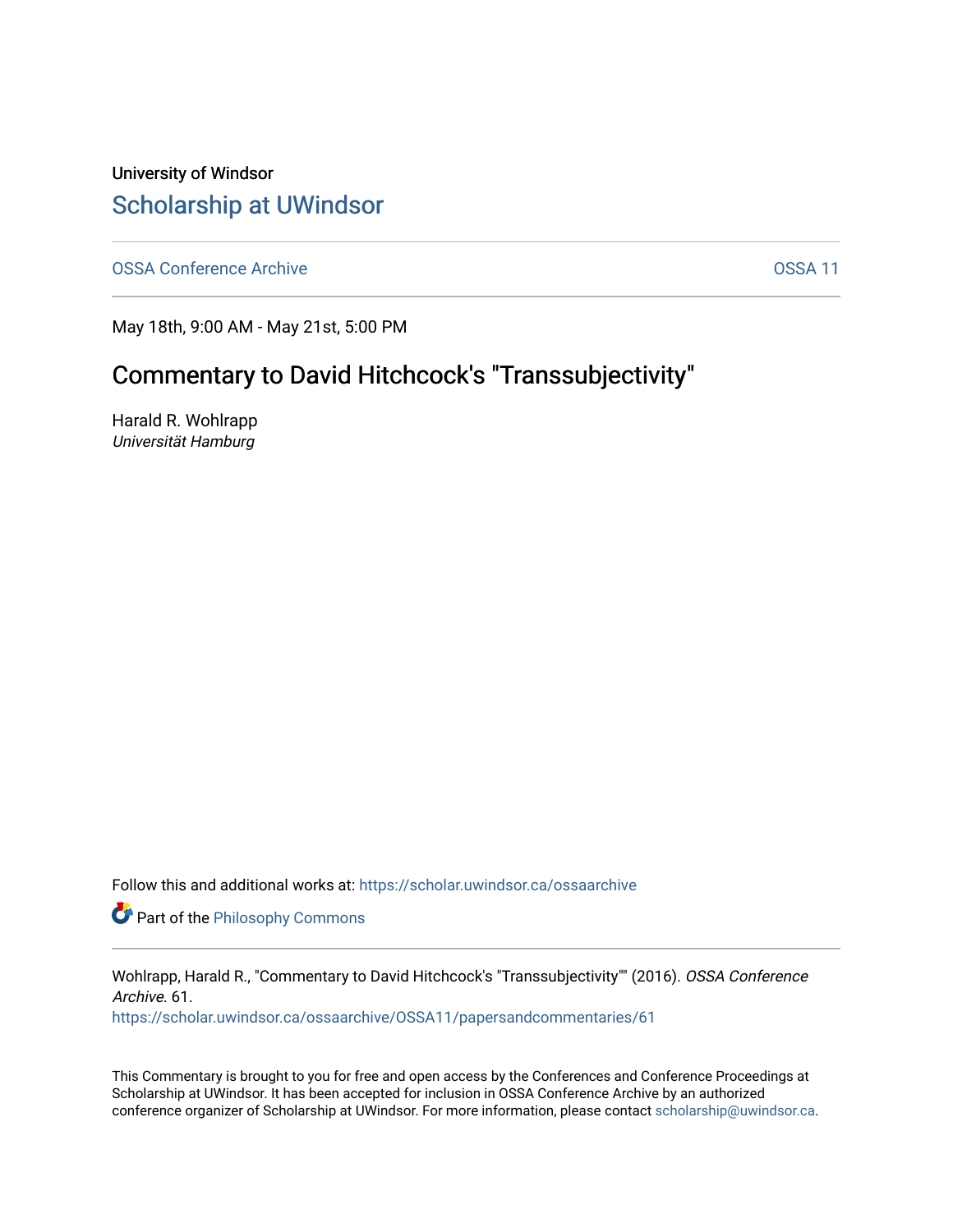University of Windsor

# Scholarship at UWindsor

OSSA Conference Archive

OSSA 11

May 18th, 9:00 AM - May 21st, 5:00 PM

## Commentary to David Hitchcock's "Transsubjectivity"

Harald R. Wohlrapp
*Universität Hamburg*

Follow this and additional works at: https://scholar.uwindsor.ca/ossaarchive

Part of the Philosophy Commons

Wohlrapp, Harald R., "Commentary to David Hitchcock's "Transsubjectivity"" (2016). *OSSA Conference Archive*. 61.
https://scholar.uwindsor.ca/ossaarchive/OSSA11/papersandcommentaries/61

This Commentary is brought to you for free and open access by the Conferences and Conference Proceedings at Scholarship at UWindsor. It has been accepted for inclusion in OSSA Conference Archive by an authorized conference organizer of Scholarship at UWindsor. For more information, please contact scholarship@uwindsor.ca.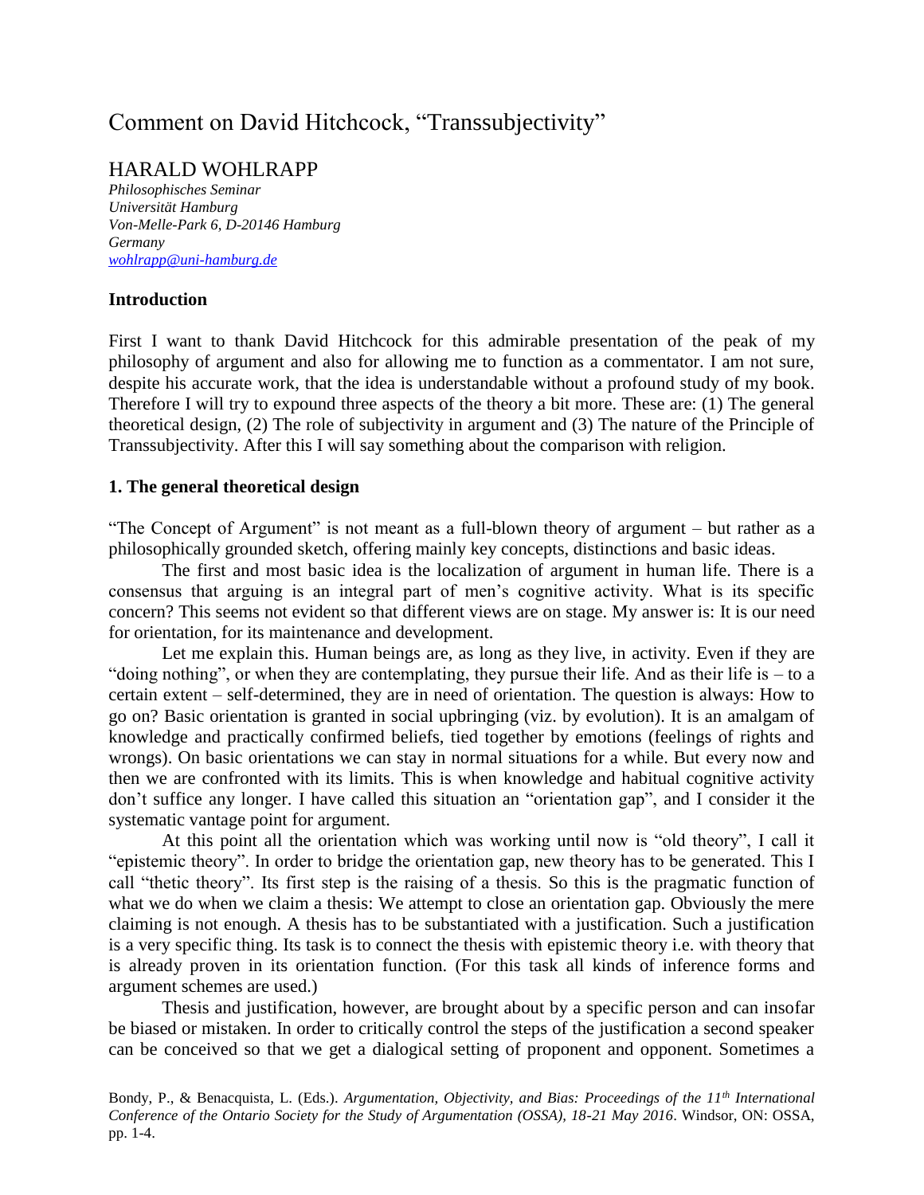# Comment on David Hitchcock, "Transsubjectivity"

## HARALD WOHLRAPP

*Philosophisches Seminar*
*Universität Hamburg*
*Von-Melle-Park 6, D-20146 Hamburg*
*Germany*
*wohlrapp@uni-hamburg.de*

### Introduction

First I want to thank David Hitchcock for this admirable presentation of the peak of my philosophy of argument and also for allowing me to function as a commentator. I am not sure, despite his accurate work, that the idea is understandable without a profound study of my book. Therefore I will try to expound three aspects of the theory a bit more. These are: (1) The general theoretical design, (2) The role of subjectivity in argument and (3) The nature of the Principle of Transsubjectivity. After this I will say something about the comparison with religion.

### 1. The general theoretical design

"The Concept of Argument" is not meant as a full-blown theory of argument – but rather as a philosophically grounded sketch, offering mainly key concepts, distinctions and basic ideas.

The first and most basic idea is the localization of argument in human life. There is a consensus that arguing is an integral part of men's cognitive activity. What is its specific concern? This seems not evident so that different views are on stage. My answer is: It is our need for orientation, for its maintenance and development.

Let me explain this. Human beings are, as long as they live, in activity. Even if they are "doing nothing", or when they are contemplating, they pursue their life. And as their life is – to a certain extent – self-determined, they are in need of orientation. The question is always: How to go on? Basic orientation is granted in social upbringing (viz. by evolution). It is an amalgam of knowledge and practically confirmed beliefs, tied together by emotions (feelings of rights and wrongs). On basic orientations we can stay in normal situations for a while. But every now and then we are confronted with its limits. This is when knowledge and habitual cognitive activity don't suffice any longer. I have called this situation an "orientation gap", and I consider it the systematic vantage point for argument.

At this point all the orientation which was working until now is "old theory", I call it "epistemic theory". In order to bridge the orientation gap, new theory has to be generated. This I call "thetic theory". Its first step is the raising of a thesis. So this is the pragmatic function of what we do when we claim a thesis: We attempt to close an orientation gap. Obviously the mere claiming is not enough. A thesis has to be substantiated with a justification. Such a justification is a very specific thing. Its task is to connect the thesis with epistemic theory i.e. with theory that is already proven in its orientation function. (For this task all kinds of inference forms and argument schemes are used.)

Thesis and justification, however, are brought about by a specific person and can insofar be biased or mistaken. In order to critically control the steps of the justification a second speaker can be conceived so that we get a dialogical setting of proponent and opponent. Sometimes a

Bondy, P., & Benacquista, L. (Eds.). *Argumentation, Objectivity, and Bias: Proceedings of the 11th International Conference of the Ontario Society for the Study of Argumentation (OSSA), 18-21 May 2016*. Windsor, ON: OSSA, pp. 1-4.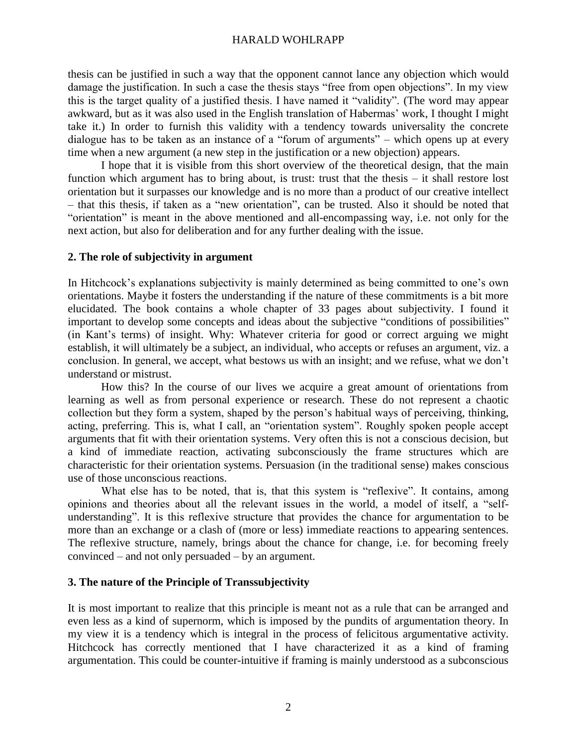thesis can be justified in such a way that the opponent cannot lance any objection which would damage the justification. In such a case the thesis stays "free from open objections". In my view this is the target quality of a justified thesis. I have named it "validity". (The word may appear awkward, but as it was also used in the English translation of Habermas' work, I thought I might take it.) In order to furnish this validity with a tendency towards universality the concrete dialogue has to be taken as an instance of a "forum of arguments" – which opens up at every time when a new argument (a new step in the justification or a new objection) appears.

I hope that it is visible from this short overview of the theoretical design, that the main function which argument has to bring about, is trust: trust that the thesis – it shall restore lost orientation but it surpasses our knowledge and is no more than a product of our creative intellect – that this thesis, if taken as a "new orientation", can be trusted. Also it should be noted that "orientation" is meant in the above mentioned and all-encompassing way, i.e. not only for the next action, but also for deliberation and for any further dealing with the issue.

## 2. The role of subjectivity in argument

In Hitchcock's explanations subjectivity is mainly determined as being committed to one's own orientations. Maybe it fosters the understanding if the nature of these commitments is a bit more elucidated. The book contains a whole chapter of 33 pages about subjectivity. I found it important to develop some concepts and ideas about the subjective "conditions of possibilities" (in Kant's terms) of insight. Why: Whatever criteria for good or correct arguing we might establish, it will ultimately be a subject, an individual, who accepts or refuses an argument, viz. a conclusion. In general, we accept, what bestows us with an insight; and we refuse, what we don't understand or mistrust.

How this? In the course of our lives we acquire a great amount of orientations from learning as well as from personal experience or research. These do not represent a chaotic collection but they form a system, shaped by the person's habitual ways of perceiving, thinking, acting, preferring. This is, what I call, an "orientation system". Roughly spoken people accept arguments that fit with their orientation systems. Very often this is not a conscious decision, but a kind of immediate reaction, activating subconsciously the frame structures which are characteristic for their orientation systems. Persuasion (in the traditional sense) makes conscious use of those unconscious reactions.

What else has to be noted, that is, that this system is "reflexive". It contains, among opinions and theories about all the relevant issues in the world, a model of itself, a "self-understanding". It is this reflexive structure that provides the chance for argumentation to be more than an exchange or a clash of (more or less) immediate reactions to appearing sentences. The reflexive structure, namely, brings about the chance for change, i.e. for becoming freely convinced – and not only persuaded – by an argument.

## 3. The nature of the Principle of Transsubjectivity

It is most important to realize that this principle is meant not as a rule that can be arranged and even less as a kind of supernorm, which is imposed by the pundits of argumentation theory. In my view it is a tendency which is integral in the process of felicitous argumentative activity. Hitchcock has correctly mentioned that I have characterized it as a kind of framing argumentation. This could be counter-intuitive if framing is mainly understood as a subconscious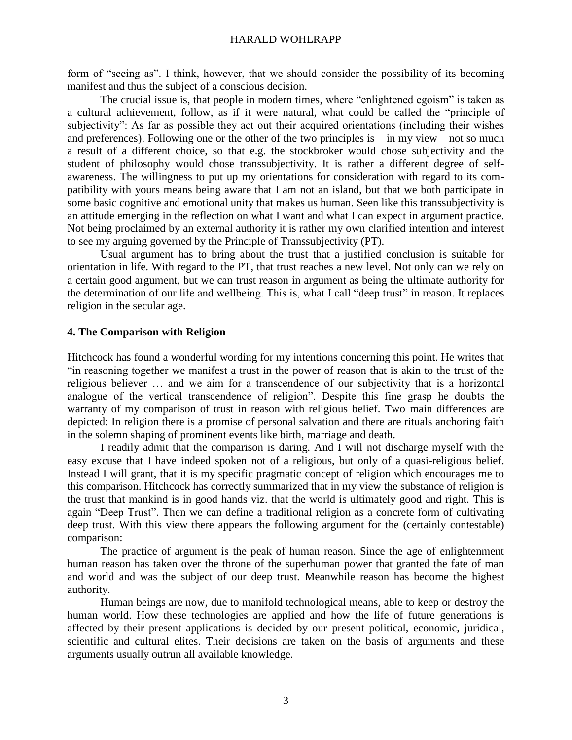form of "seeing as". I think, however, that we should consider the possibility of its becoming manifest and thus the subject of a conscious decision.

The crucial issue is, that people in modern times, where "enlightened egoism" is taken as a cultural achievement, follow, as if it were natural, what could be called the "principle of subjectivity": As far as possible they act out their acquired orientations (including their wishes and preferences). Following one or the other of the two principles is – in my view – not so much a result of a different choice, so that e.g. the stockbroker would chose subjectivity and the student of philosophy would chose transsubjectivity. It is rather a different degree of self-awareness. The willingness to put up my orientations for consideration with regard to its compatibility with yours means being aware that I am not an island, but that we both participate in some basic cognitive and emotional unity that makes us human. Seen like this transsubjectivity is an attitude emerging in the reflection on what I want and what I can expect in argument practice. Not being proclaimed by an external authority it is rather my own clarified intention and interest to see my arguing governed by the Principle of Transsubjectivity (PT).

Usual argument has to bring about the trust that a justified conclusion is suitable for orientation in life. With regard to the PT, that trust reaches a new level. Not only can we rely on a certain good argument, but we can trust reason in argument as being the ultimate authority for the determination of our life and wellbeing. This is, what I call "deep trust" in reason. It replaces religion in the secular age.

## 4. The Comparison with Religion

Hitchcock has found a wonderful wording for my intentions concerning this point. He writes that "in reasoning together we manifest a trust in the power of reason that is akin to the trust of the religious believer … and we aim for a transcendence of our subjectivity that is a horizontal analogue of the vertical transcendence of religion". Despite this fine grasp he doubts the warranty of my comparison of trust in reason with religious belief. Two main differences are depicted: In religion there is a promise of personal salvation and there are rituals anchoring faith in the solemn shaping of prominent events like birth, marriage and death.

I readily admit that the comparison is daring. And I will not discharge myself with the easy excuse that I have indeed spoken not of a religious, but only of a quasi-religious belief. Instead I will grant, that it is my specific pragmatic concept of religion which encourages me to this comparison. Hitchcock has correctly summarized that in my view the substance of religion is the trust that mankind is in good hands viz. that the world is ultimately good and right. This is again "Deep Trust". Then we can define a traditional religion as a concrete form of cultivating deep trust. With this view there appears the following argument for the (certainly contestable) comparison:

The practice of argument is the peak of human reason. Since the age of enlightenment human reason has taken over the throne of the superhuman power that granted the fate of man and world and was the subject of our deep trust. Meanwhile reason has become the highest authority.

Human beings are now, due to manifold technological means, able to keep or destroy the human world. How these technologies are applied and how the life of future generations is affected by their present applications is decided by our present political, economic, juridical, scientific and cultural elites. Their decisions are taken on the basis of arguments and these arguments usually outrun all available knowledge.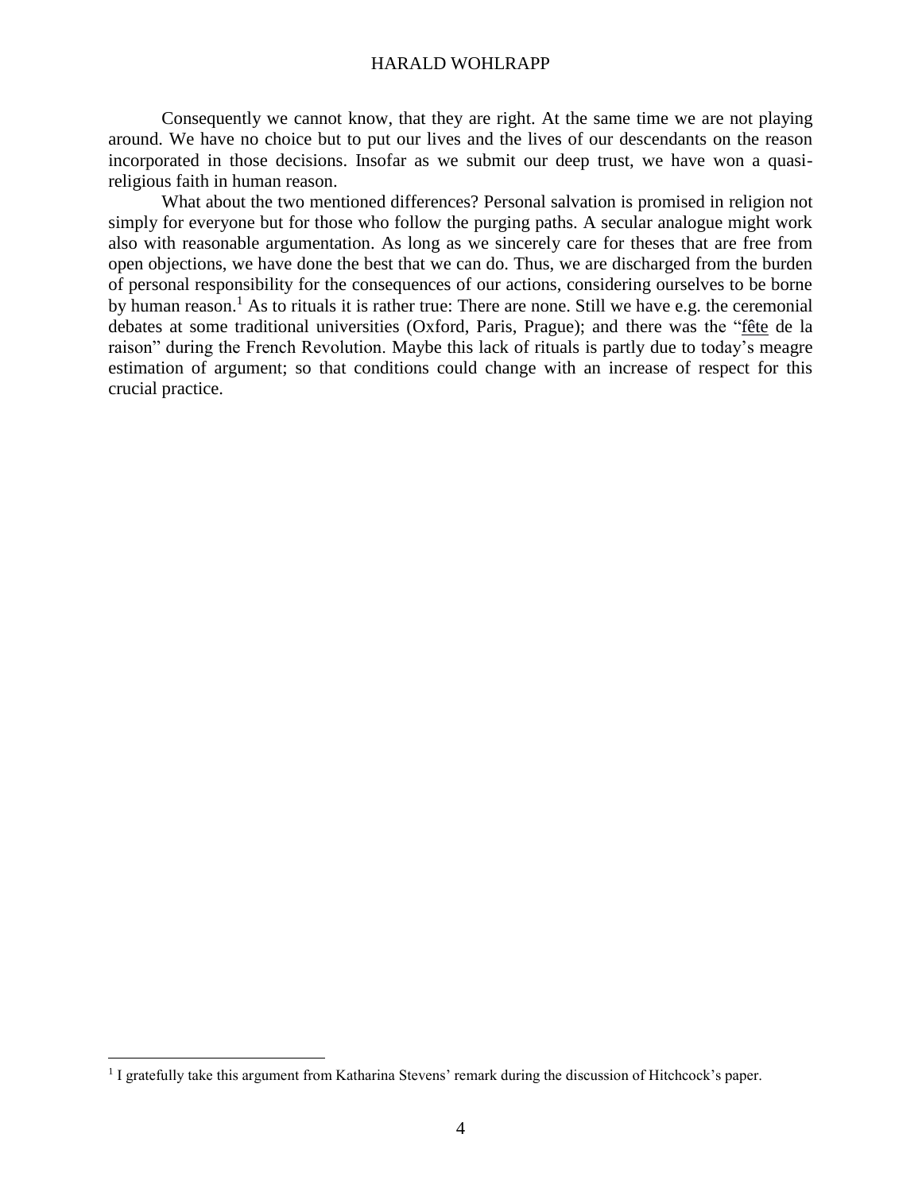Consequently we cannot know, that they are right. At the same time we are not playing around. We have no choice but to put our lives and the lives of our descendants on the reason incorporated in those decisions. Insofar as we submit our deep trust, we have won a quasi-religious faith in human reason.

What about the two mentioned differences? Personal salvation is promised in religion not simply for everyone but for those who follow the purging paths. A secular analogue might work also with reasonable argumentation. As long as we sincerely care for theses that are free from open objections, we have done the best that we can do. Thus, we are discharged from the burden of personal responsibility for the consequences of our actions, considering ourselves to be borne by human reason.[1] As to rituals it is rather true: There are none. Still we have e.g. the ceremonial debates at some traditional universities (Oxford, Paris, Prague); and there was the "fête de la raison" during the French Revolution. Maybe this lack of rituals is partly due to today's meagre estimation of argument; so that conditions could change with an increase of respect for this crucial practice.

[1] I gratefully take this argument from Katharina Stevens' remark during the discussion of Hitchcock's paper.